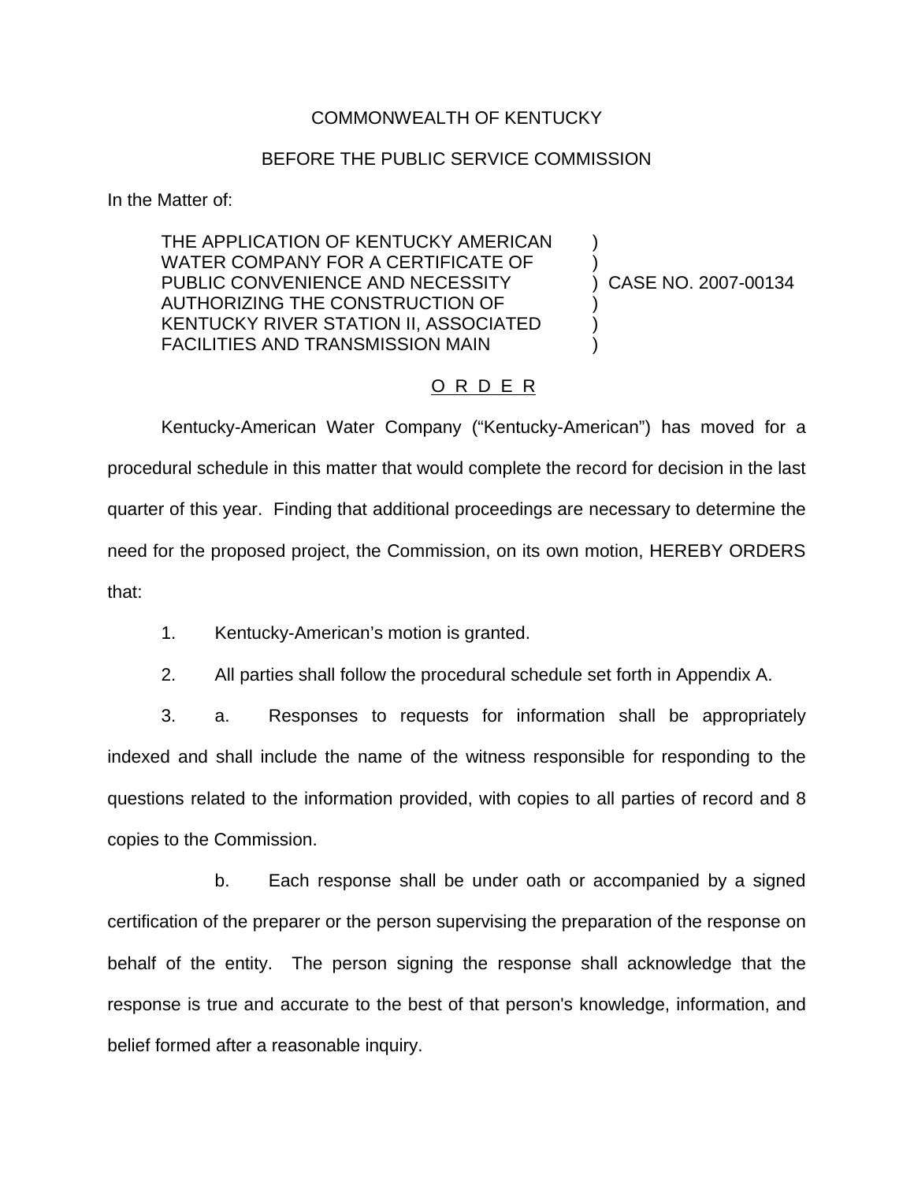COMMONWEALTH OF KENTUCKY

BEFORE THE PUBLIC SERVICE COMMISSION

In the Matter of:

| | | |
|---|---|---|
| THE APPLICATION OF KENTUCKY AMERICAN WATER COMPANY FOR A CERTIFICATE OF PUBLIC CONVENIENCE AND NECESSITY AUTHORIZING THE CONSTRUCTION OF KENTUCKY RIVER STATION II, ASSOCIATED FACILITIES AND TRANSMISSION MAIN | ) | CASE NO. 2007-00134 |

O R D E R

Kentucky-American Water Company ("Kentucky-American") has moved for a procedural schedule in this matter that would complete the record for decision in the last quarter of this year. Finding that additional proceedings are necessary to determine the need for the proposed project, the Commission, on its own motion, HEREBY ORDERS that:

1. Kentucky-American's motion is granted.

2. All parties shall follow the procedural schedule set forth in Appendix A.

3. a. Responses to requests for information shall be appropriately indexed and shall include the name of the witness responsible for responding to the questions related to the information provided, with copies to all parties of record and 8 copies to the Commission.

   b. Each response shall be under oath or accompanied by a signed certification of the preparer or the person supervising the preparation of the response on behalf of the entity. The person signing the response shall acknowledge that the response is true and accurate to the best of that person's knowledge, information, and belief formed after a reasonable inquiry.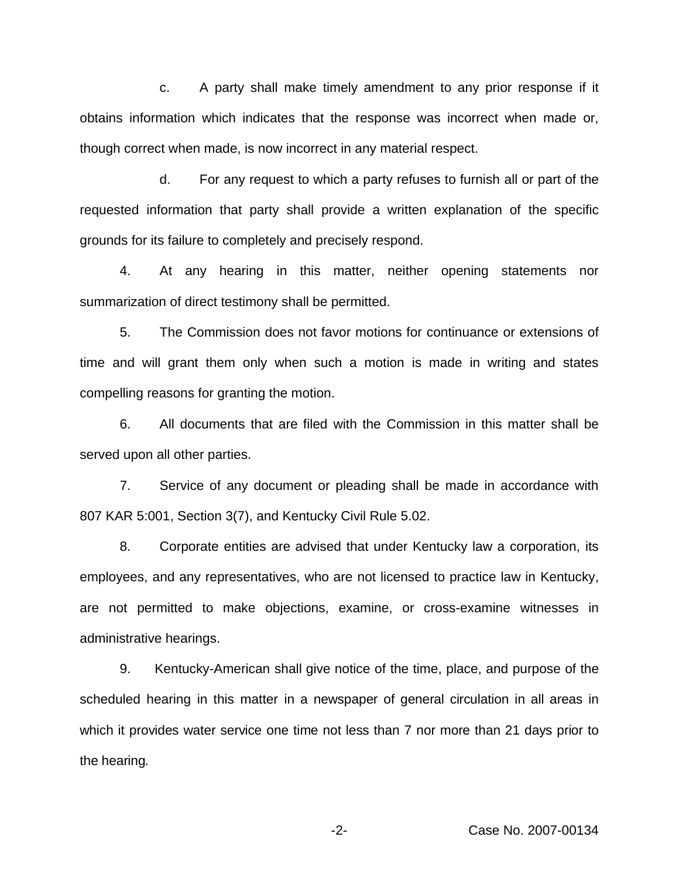c. A party shall make timely amendment to any prior response if it obtains information which indicates that the response was incorrect when made or, though correct when made, is now incorrect in any material respect.

d. For any request to which a party refuses to furnish all or part of the requested information that party shall provide a written explanation of the specific grounds for its failure to completely and precisely respond.

4. At any hearing in this matter, neither opening statements nor summarization of direct testimony shall be permitted.

5. The Commission does not favor motions for continuance or extensions of time and will grant them only when such a motion is made in writing and states compelling reasons for granting the motion.

6. All documents that are filed with the Commission in this matter shall be served upon all other parties.

7. Service of any document or pleading shall be made in accordance with 807 KAR 5:001, Section 3(7), and Kentucky Civil Rule 5.02.

8. Corporate entities are advised that under Kentucky law a corporation, its employees, and any representatives, who are not licensed to practice law in Kentucky, are not permitted to make objections, examine, or cross-examine witnesses in administrative hearings.

9. Kentucky-American shall give notice of the time, place, and purpose of the scheduled hearing in this matter in a newspaper of general circulation in all areas in which it provides water service one time not less than 7 nor more than 21 days prior to the hearing.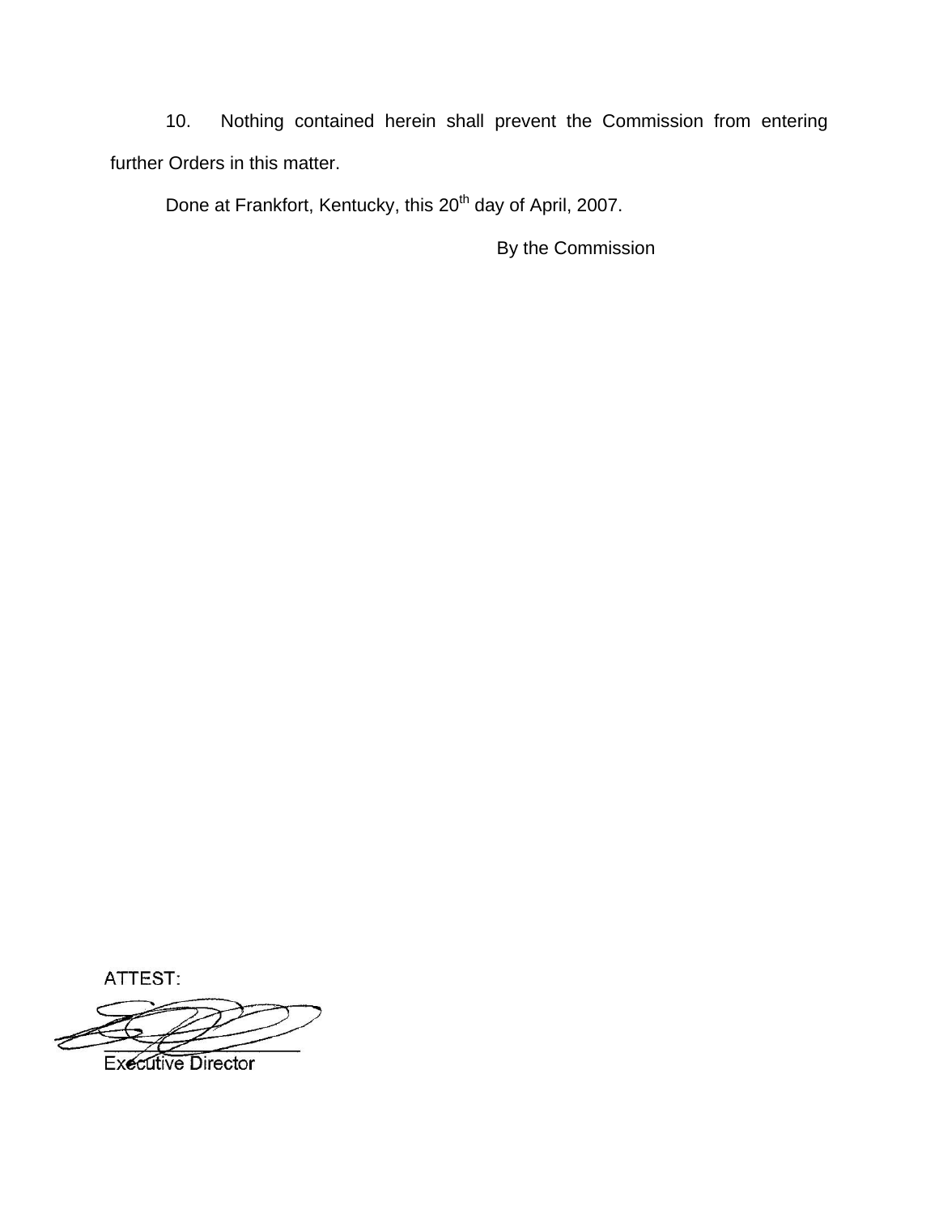10. Nothing contained herein shall prevent the Commission from entering further Orders in this matter.

Done at Frankfort, Kentucky, this 20th day of April, 2007.

By the Commission

ATTEST:

Executive Director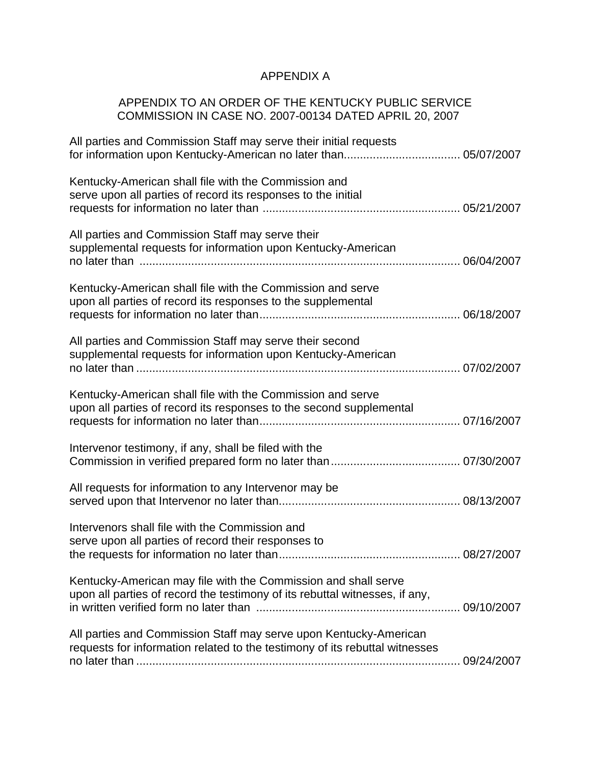# APPENDIX A

## APPENDIX TO AN ORDER OF THE KENTUCKY PUBLIC SERVICE COMMISSION IN CASE NO. 2007-00134 DATED APRIL 20, 2007

All parties and Commission Staff may serve their initial requests for information upon Kentucky-American no later than.................................... 05/07/2007

Kentucky-American shall file with the Commission and serve upon all parties of record its responses to the initial requests for information no later than ............................................................. 05/21/2007

All parties and Commission Staff may serve their supplemental requests for information upon Kentucky-American no later than .................................................................................................. 06/04/2007

Kentucky-American shall file with the Commission and serve upon all parties of record its responses to the supplemental requests for information no later than.............................................................. 06/18/2007

All parties and Commission Staff may serve their second supplemental requests for information upon Kentucky-American no later than .................................................................................................... 07/02/2007

Kentucky-American shall file with the Commission and serve upon all parties of record its responses to the second supplemental requests for information no later than.............................................................. 07/16/2007

Intervenor testimony, if any, shall be filed with the Commission in verified prepared form no later than........................................ 07/30/2007

All requests for information to any Intervenor may be served upon that Intervenor no later than....................................................... 08/13/2007

Intervenors shall file with the Commission and serve upon all parties of record their responses to the requests for information no later than........................................................ 08/27/2007

Kentucky-American may file with the Commission and shall serve upon all parties of record the testimony of its rebuttal witnesses, if any, in written verified form no later than ............................................................... 09/10/2007

All parties and Commission Staff may serve upon Kentucky-American requests for information related to the testimony of its rebuttal witnesses no later than .................................................................................................... 09/24/2007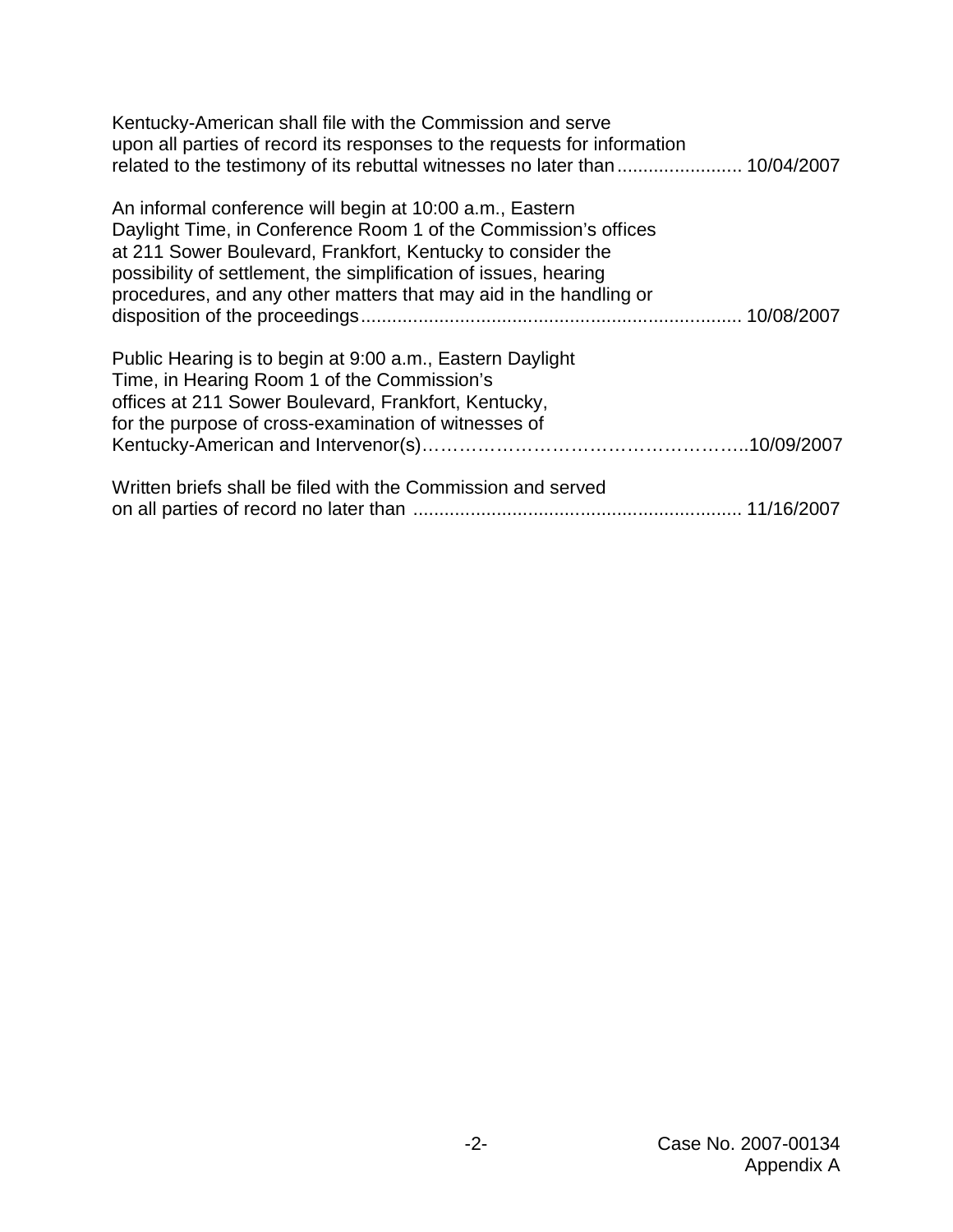Kentucky-American shall file with the Commission and serve upon all parties of record its responses to the requests for information related to the testimony of its rebuttal witnesses no later than........................ 10/04/2007

An informal conference will begin at 10:00 a.m., Eastern Daylight Time, in Conference Room 1 of the Commission's offices at 211 Sower Boulevard, Frankfort, Kentucky to consider the possibility of settlement, the simplification of issues, hearing procedures, and any other matters that may aid in the handling or disposition of the proceedings........................................................................ 10/08/2007

Public Hearing is to begin at 9:00 a.m., Eastern Daylight Time, in Hearing Room 1 of the Commission's offices at 211 Sower Boulevard, Frankfort, Kentucky, for the purpose of cross-examination of witnesses of Kentucky-American and Intervenor(s)……………………………………………..10/09/2007

Written briefs shall be filed with the Commission and served on all parties of record no later than .............................................................. 11/16/2007

Case No. 2007-00134
Appendix A